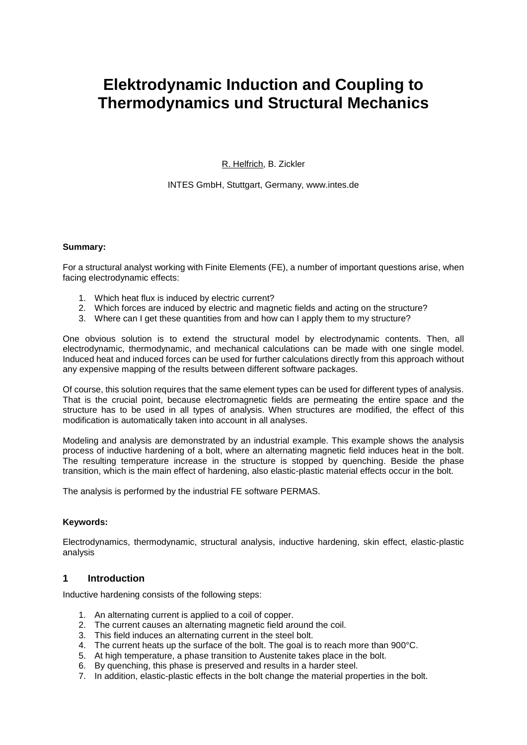# Elektrodynamic Induction and Coupling to Thermodynamics und Structural Mechanics

R. Helfrich, B. Zickler

INTES GmbH, Stuttgart, Germany, www.intes.de

**Summary:**

For a structural analyst working with Finite Elements (FE), a number of important questions arise, when facing electrodynamic effects:

1. Which heat flux is induced by electric current?
2. Which forces are induced by electric and magnetic fields and acting on the structure?
3. Where can I get these quantities from and how can I apply them to my structure?

One obvious solution is to extend the structural model by electrodynamic contents. Then, all electrodynamic, thermodynamic, and mechanical calculations can be made with one single model. Induced heat and induced forces can be used for further calculations directly from this approach without any expensive mapping of the results between different software packages.

Of course, this solution requires that the same element types can be used for different types of analysis. That is the crucial point, because electromagnetic fields are permeating the entire space and the structure has to be used in all types of analysis. When structures are modified, the effect of this modification is automatically taken into account in all analyses.

Modeling and analysis are demonstrated by an industrial example. This example shows the analysis process of inductive hardening of a bolt, where an alternating magnetic field induces heat in the bolt. The resulting temperature increase in the structure is stopped by quenching. Beside the phase transition, which is the main effect of hardening, also elastic-plastic material effects occur in the bolt.

The analysis is performed by the industrial FE software PERMAS.

**Keywords:**

Electrodynamics, thermodynamic, structural analysis, inductive hardening, skin effect, elastic-plastic analysis

## 1 Introduction

Inductive hardening consists of the following steps:

1. An alternating current is applied to a coil of copper.
2. The current causes an alternating magnetic field around the coil.
3. This field induces an alternating current in the steel bolt.
4. The current heats up the surface of the bolt. The goal is to reach more than 900°C.
5. At high temperature, a phase transition to Austenite takes place in the bolt.
6. By quenching, this phase is preserved and results in a harder steel.
7. In addition, elastic-plastic effects in the bolt change the material properties in the bolt.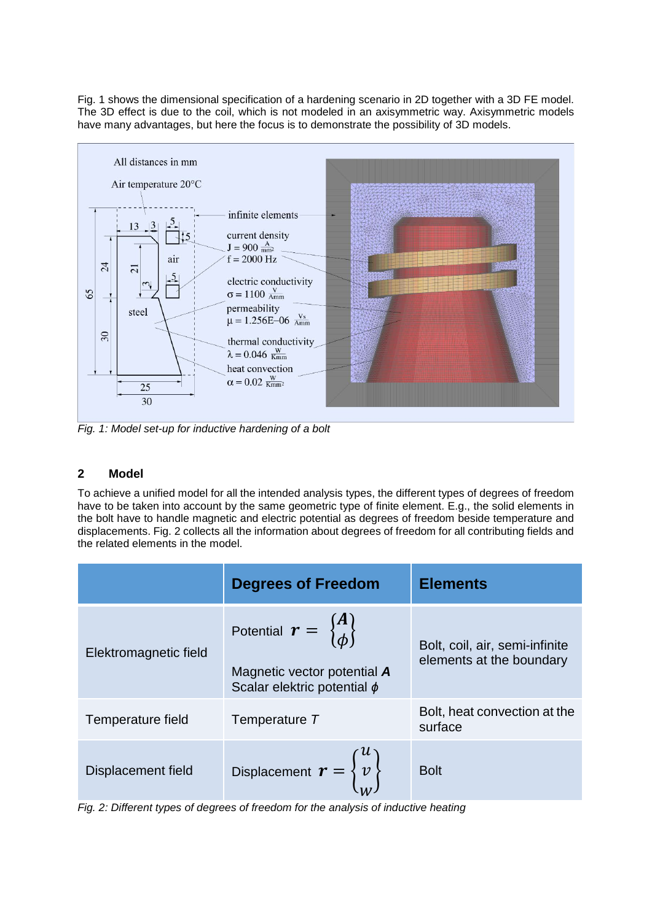Fig. 1 shows the dimensional specification of a hardening scenario in 2D together with a 3D FE model. The 3D effect is due to the coil, which is not modeled in an axisymmetric way. Axisymmetric models have many advantages, but here the focus is to demonstrate the possibility of 3D models.

All distances in mm

Air temperature 20°C

13 3 5 5

24 21 3 5

65 30

25 30

air

steel

infinite elements

current density
$J = 900 \frac{A}{mm^2}$
$f = 2000$ Hz

electric conductivity
$\sigma = 1100 \frac{V}{Amm}$

permeability
$\mu = 1.256E{-}06 \frac{Vs}{Amm}$

thermal conductivity
$\lambda = 0.046 \frac{W}{Kmm}$

heat convection
$\alpha = 0.02 \frac{W}{Kmm^2}$

*Fig. 1: Model set-up for inductive hardening of a bolt*

## 2 Model

To achieve a unified model for all the intended analysis types, the different types of degrees of freedom have to be taken into account by the same geometric type of finite element. E.g., the solid elements in the bolt have to handle magnetic and electric potential as degrees of freedom beside temperature and displacements. Fig. 2 collects all the information about degrees of freedom for all contributing fields and the related elements in the model.

| | Degrees of Freedom | Elements |
|---|---|---|
| Elektromagnetic field | Potential $\boldsymbol{r} = \begin{Bmatrix} \boldsymbol{A} \\ \phi \end{Bmatrix}$<br>Magnetic vector potential ***A***<br>Scalar elektric potential $\phi$ | Bolt, coil, air, semi-infinite elements at the boundary |
| Temperature field | Temperature $T$ | Bolt, heat convection at the surface |
| Displacement field | Displacement $\boldsymbol{r} = \begin{Bmatrix} u \\ v \\ w \end{Bmatrix}$ | Bolt |

*Fig. 2: Different types of degrees of freedom for the analysis of inductive heating*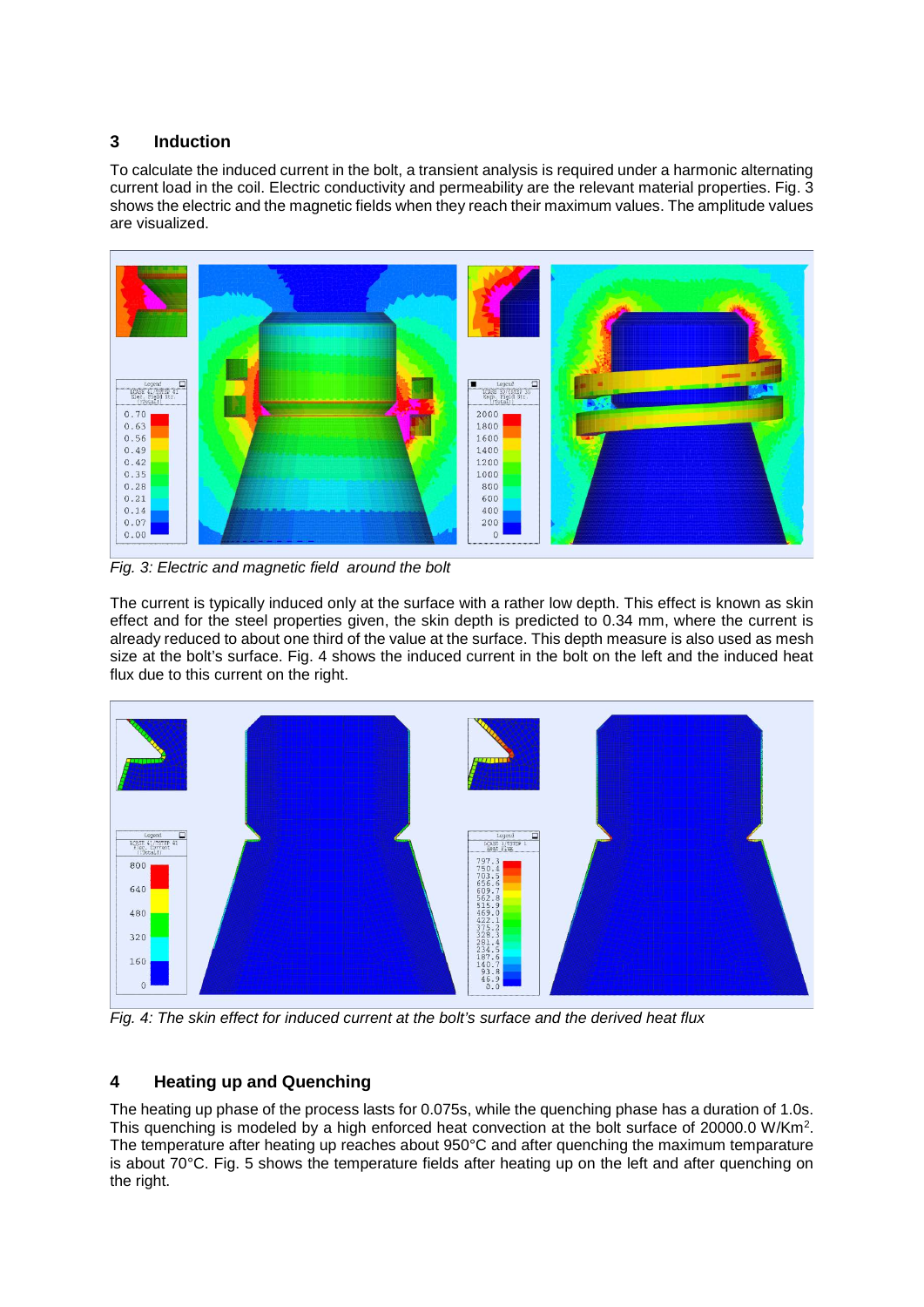## 3 Induction

To calculate the induced current in the bolt, a transient analysis is required under a harmonic alternating current load in the coil. Electric conductivity and permeability are the relevant material properties. Fig. 3 shows the electric and the magnetic fields when they reach their maximum values. The amplitude values are visualized.

*Fig. 3: Electric and magnetic field around the bolt*

The current is typically induced only at the surface with a rather low depth. This effect is known as skin effect and for the steel properties given, the skin depth is predicted to 0.34 mm, where the current is already reduced to about one third of the value at the surface. This depth measure is also used as mesh size at the bolt's surface. Fig. 4 shows the induced current in the bolt on the left and the induced heat flux due to this current on the right.

*Fig. 4: The skin effect for induced current at the bolt's surface and the derived heat flux*

## 4 Heating up and Quenching

The heating up phase of the process lasts for 0.075s, while the quenching phase has a duration of 1.0s. This quenching is modeled by a high enforced heat convection at the bolt surface of 20000.0 W/Km$^2$. The temperature after heating up reaches about 950°C and after quenching the maximum temparature is about 70°C. Fig. 5 shows the temperature fields after heating up on the left and after quenching on the right.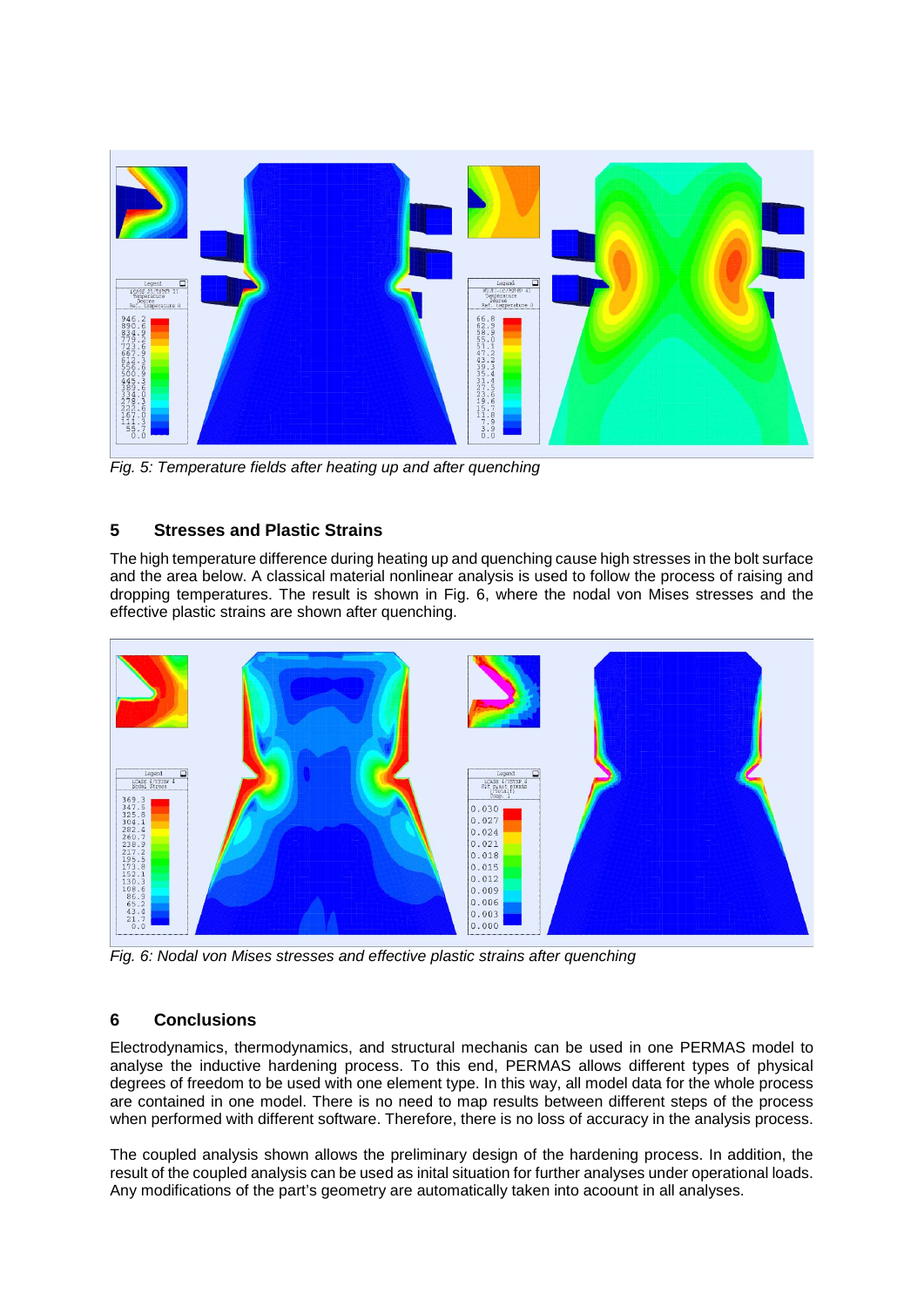Fig. 5: Temperature fields after heating up and after quenching

## 5 Stresses and Plastic Strains

The high temperature difference during heating up and quenching cause high stresses in the bolt surface and the area below. A classical material nonlinear analysis is used to follow the process of raising and dropping temperatures. The result is shown in Fig. 6, where the nodal von Mises stresses and the effective plastic strains are shown after quenching.

Fig. 6: Nodal von Mises stresses and effective plastic strains after quenching

## 6 Conclusions

Electrodynamics, thermodynamics, and structural mechanis can be used in one PERMAS model to analyse the inductive hardening process. To this end, PERMAS allows different types of physical degrees of freedom to be used with one element type. In this way, all model data for the whole process are contained in one model. There is no need to map results between different steps of the process when performed with different software. Therefore, there is no loss of accuracy in the analysis process.

The coupled analysis shown allows the preliminary design of the hardening process. In addition, the result of the coupled analysis can be used as inital situation for further analyses under operational loads. Any modifications of the part's geometry are automatically taken into acoount in all analyses.